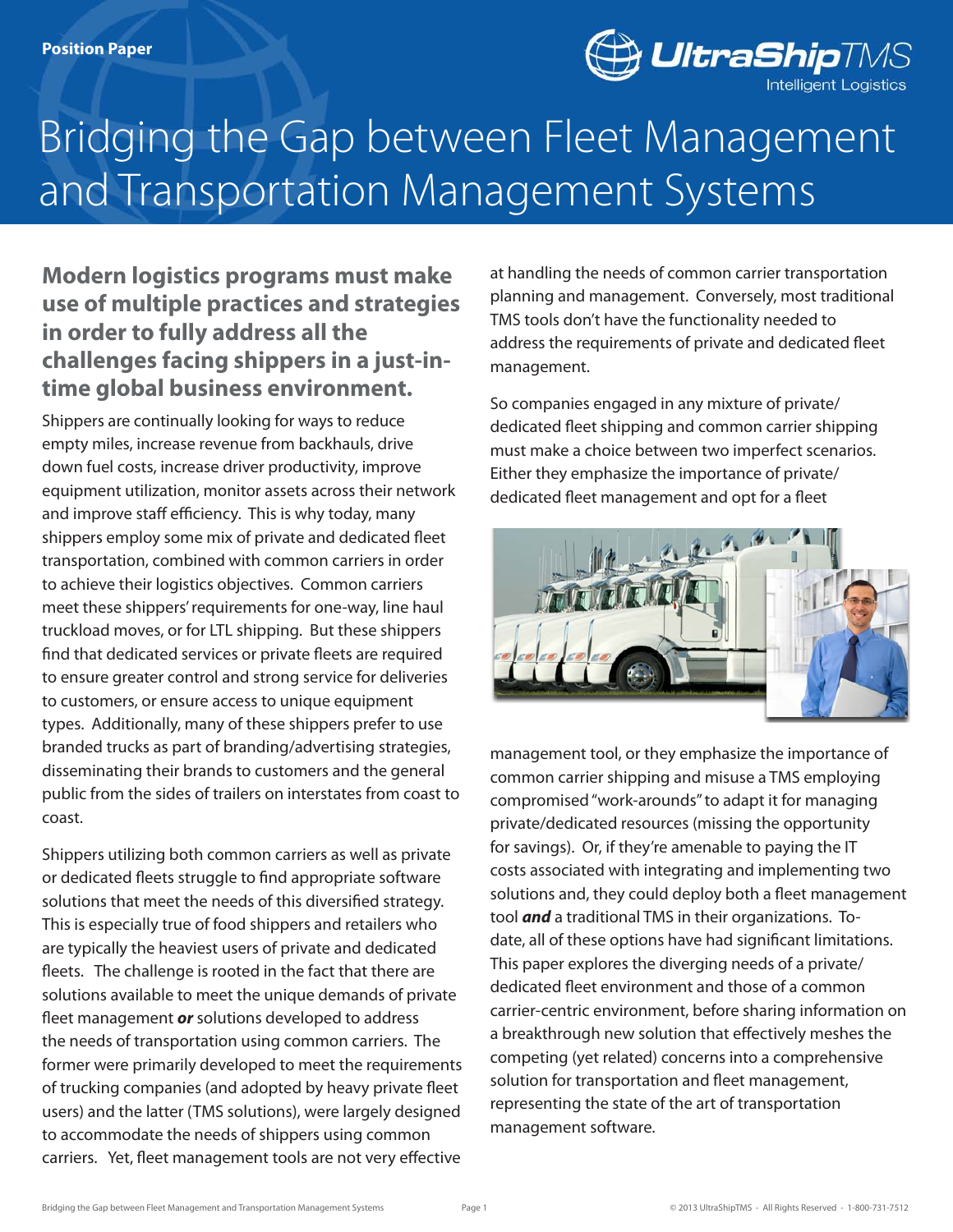Position Paper

# Bridging the Gap between Fleet Management and Transportation Management Systems

## Modern logistics programs must make use of multiple practices and strategies in order to fully address all the challenges facing shippers in a just-in-time global business environment.

Shippers are continually looking for ways to reduce empty miles, increase revenue from backhauls, drive down fuel costs, increase driver productivity, improve equipment utilization, monitor assets across their network and improve staff efficiency. This is why today, many shippers employ some mix of private and dedicated fleet transportation, combined with common carriers in order to achieve their logistics objectives. Common carriers meet these shippers' requirements for one-way, line haul truckload moves, or for LTL shipping. But these shippers find that dedicated services or private fleets are required to ensure greater control and strong service for deliveries to customers, or ensure access to unique equipment types. Additionally, many of these shippers prefer to use branded trucks as part of branding/advertising strategies, disseminating their brands to customers and the general public from the sides of trailers on interstates from coast to coast.

Shippers utilizing both common carriers as well as private or dedicated fleets struggle to find appropriate software solutions that meet the needs of this diversified strategy. This is especially true of food shippers and retailers who are typically the heaviest users of private and dedicated fleets. The challenge is rooted in the fact that there are solutions available to meet the unique demands of private fleet management ***or*** solutions developed to address the needs of transportation using common carriers. The former were primarily developed to meet the requirements of trucking companies (and adopted by heavy private fleet users) and the latter (TMS solutions), were largely designed to accommodate the needs of shippers using common carriers. Yet, fleet management tools are not very effective at handling the needs of common carrier transportation planning and management. Conversely, most traditional TMS tools don't have the functionality needed to address the requirements of private and dedicated fleet management.

So companies engaged in any mixture of private/dedicated fleet shipping and common carrier shipping must make a choice between two imperfect scenarios. Either they emphasize the importance of private/dedicated fleet management and opt for a fleet management tool, or they emphasize the importance of common carrier shipping and misuse a TMS employing compromised "work-arounds" to adapt it for managing private/dedicated resources (missing the opportunity for savings). Or, if they're amenable to paying the IT costs associated with integrating and implementing two solutions and, they could deploy both a fleet management tool ***and*** a traditional TMS in their organizations. To-date, all of these options have had significant limitations. This paper explores the diverging needs of a private/dedicated fleet environment and those of a common carrier-centric environment, before sharing information on a breakthrough new solution that effectively meshes the competing (yet related) concerns into a comprehensive solution for transportation and fleet management, representing the state of the art of transportation management software.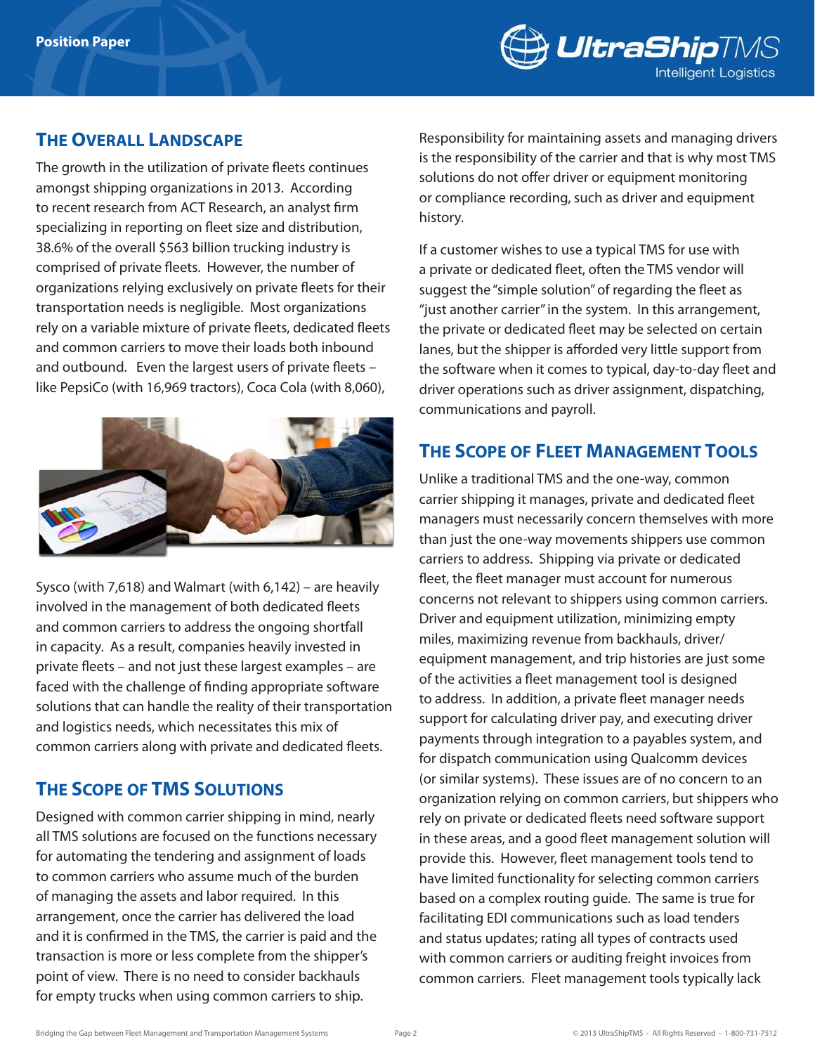## The Overall Landscape

The growth in the utilization of private fleets continues amongst shipping organizations in 2013. According to recent research from ACT Research, an analyst firm specializing in reporting on fleet size and distribution, 38.6% of the overall $563 billion trucking industry is comprised of private fleets. However, the number of organizations relying exclusively on private fleets for their transportation needs is negligible. Most organizations rely on a variable mixture of private fleets, dedicated fleets and common carriers to move their loads both inbound and outbound. Even the largest users of private fleets – like PepsiCo (with 16,969 tractors), Coca Cola (with 8,060), Sysco (with 7,618) and Walmart (with 6,142) – are heavily involved in the management of both dedicated fleets and common carriers to address the ongoing shortfall in capacity. As a result, companies heavily invested in private fleets – and not just these largest examples – are faced with the challenge of finding appropriate software solutions that can handle the reality of their transportation and logistics needs, which necessitates this mix of common carriers along with private and dedicated fleets.

## The Scope of TMS Solutions

Designed with common carrier shipping in mind, nearly all TMS solutions are focused on the functions necessary for automating the tendering and assignment of loads to common carriers who assume much of the burden of managing the assets and labor required. In this arrangement, once the carrier has delivered the load and it is confirmed in the TMS, the carrier is paid and the transaction is more or less complete from the shipper's point of view. There is no need to consider backhauls for empty trucks when using common carriers to ship. Responsibility for maintaining assets and managing drivers is the responsibility of the carrier and that is why most TMS solutions do not offer driver or equipment monitoring or compliance recording, such as driver and equipment history.

If a customer wishes to use a typical TMS for use with a private or dedicated fleet, often the TMS vendor will suggest the "simple solution" of regarding the fleet as "just another carrier" in the system. In this arrangement, the private or dedicated fleet may be selected on certain lanes, but the shipper is afforded very little support from the software when it comes to typical, day-to-day fleet and driver operations such as driver assignment, dispatching, communications and payroll.

## The Scope of Fleet Management Tools

Unlike a traditional TMS and the one-way, common carrier shipping it manages, private and dedicated fleet managers must necessarily concern themselves with more than just the one-way movements shippers use common carriers to address. Shipping via private or dedicated fleet, the fleet manager must account for numerous concerns not relevant to shippers using common carriers. Driver and equipment utilization, minimizing empty miles, maximizing revenue from backhauls, driver/equipment management, and trip histories are just some of the activities a fleet management tool is designed to address. In addition, a private fleet manager needs support for calculating driver pay, and executing driver payments through integration to a payables system, and for dispatch communication using Qualcomm devices (or similar systems). These issues are of no concern to an organization relying on common carriers, but shippers who rely on private or dedicated fleets need software support in these areas, and a good fleet management solution will provide this. However, fleet management tools tend to have limited functionality for selecting common carriers based on a complex routing guide. The same is true for facilitating EDI communications such as load tenders and status updates; rating all types of contracts used with common carriers or auditing freight invoices from common carriers. Fleet management tools typically lack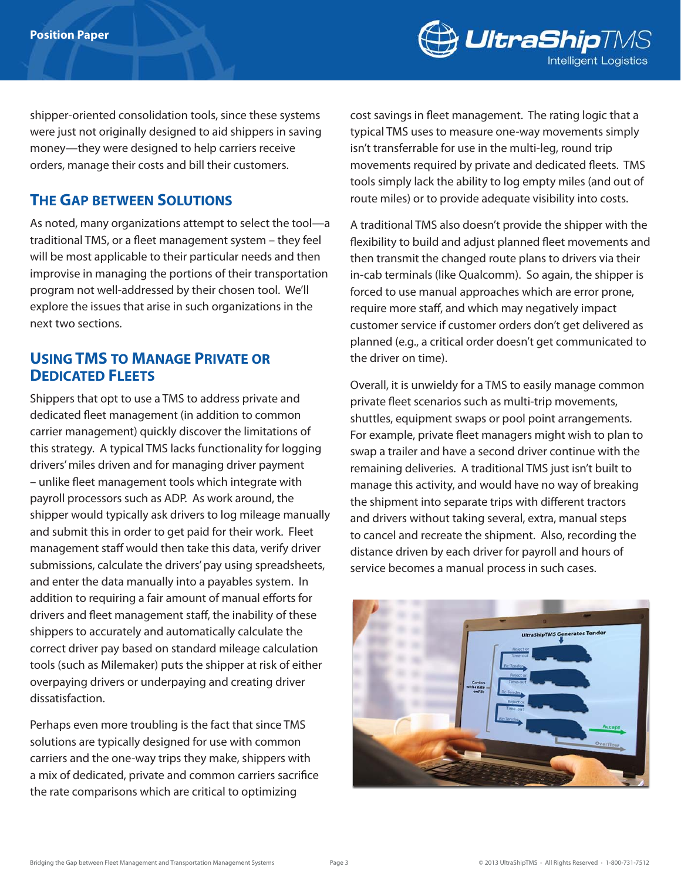shipper-oriented consolidation tools, since these systems were just not originally designed to aid shippers in saving money—they were designed to help carriers receive orders, manage their costs and bill their customers.

## The Gap between Solutions

As noted, many organizations attempt to select the tool—a traditional TMS, or a fleet management system – they feel will be most applicable to their particular needs and then improvise in managing the portions of their transportation program not well-addressed by their chosen tool. We'll explore the issues that arise in such organizations in the next two sections.

## Using TMS to Manage Private or Dedicated Fleets

Shippers that opt to use a TMS to address private and dedicated fleet management (in addition to common carrier management) quickly discover the limitations of this strategy. A typical TMS lacks functionality for logging drivers' miles driven and for managing driver payment – unlike fleet management tools which integrate with payroll processors such as ADP. As work around, the shipper would typically ask drivers to log mileage manually and submit this in order to get paid for their work. Fleet management staff would then take this data, verify driver submissions, calculate the drivers' pay using spreadsheets, and enter the data manually into a payables system. In addition to requiring a fair amount of manual efforts for drivers and fleet management staff, the inability of these shippers to accurately and automatically calculate the correct driver pay based on standard mileage calculation tools (such as Milemaker) puts the shipper at risk of either overpaying drivers or underpaying and creating driver dissatisfaction.

Perhaps even more troubling is the fact that since TMS solutions are typically designed for use with common carriers and the one-way trips they make, shippers with a mix of dedicated, private and common carriers sacrifice the rate comparisons which are critical to optimizing cost savings in fleet management. The rating logic that a typical TMS uses to measure one-way movements simply isn't transferrable for use in the multi-leg, round trip movements required by private and dedicated fleets. TMS tools simply lack the ability to log empty miles (and out of route miles) or to provide adequate visibility into costs.

A traditional TMS also doesn't provide the shipper with the flexibility to build and adjust planned fleet movements and then transmit the changed route plans to drivers via their in-cab terminals (like Qualcomm). So again, the shipper is forced to use manual approaches which are error prone, require more staff, and which may negatively impact customer service if customer orders don't get delivered as planned (e.g., a critical order doesn't get communicated to the driver on time).

Overall, it is unwieldy for a TMS to easily manage common private fleet scenarios such as multi-trip movements, shuttles, equipment swaps or pool point arrangements. For example, private fleet managers might wish to plan to swap a trailer and have a second driver continue with the remaining deliveries. A traditional TMS just isn't built to manage this activity, and would have no way of breaking the shipment into separate trips with different tractors and drivers without taking several, extra, manual steps to cancel and recreate the shipment. Also, recording the distance driven by each driver for payroll and hours of service becomes a manual process in such cases.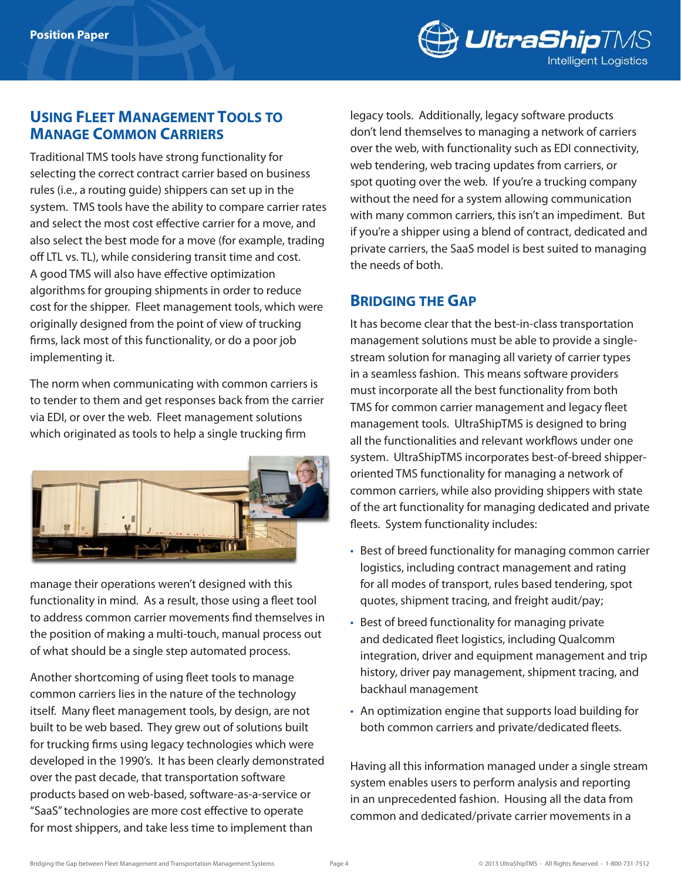## Using Fleet Management Tools to Manage Common Carriers

Traditional TMS tools have strong functionality for selecting the correct contract carrier based on business rules (i.e., a routing guide) shippers can set up in the system. TMS tools have the ability to compare carrier rates and select the most cost effective carrier for a move, and also select the best mode for a move (for example, trading off LTL vs. TL), while considering transit time and cost. A good TMS will also have effective optimization algorithms for grouping shipments in order to reduce cost for the shipper. Fleet management tools, which were originally designed from the point of view of trucking firms, lack most of this functionality, or do a poor job implementing it.

The norm when communicating with common carriers is to tender to them and get responses back from the carrier via EDI, or over the web. Fleet management solutions which originated as tools to help a single trucking firm manage their operations weren't designed with this functionality in mind. As a result, those using a fleet tool to address common carrier movements find themselves in the position of making a multi-touch, manual process out of what should be a single step automated process.

Another shortcoming of using fleet tools to manage common carriers lies in the nature of the technology itself. Many fleet management tools, by design, are not built to be web based. They grew out of solutions built for trucking firms using legacy technologies which were developed in the 1990's. It has been clearly demonstrated over the past decade, that transportation software products based on web-based, software-as-a-service or "SaaS" technologies are more cost effective to operate for most shippers, and take less time to implement than legacy tools. Additionally, legacy software products don't lend themselves to managing a network of carriers over the web, with functionality such as EDI connectivity, web tendering, web tracing updates from carriers, or spot quoting over the web. If you're a trucking company without the need for a system allowing communication with many common carriers, this isn't an impediment. But if you're a shipper using a blend of contract, dedicated and private carriers, the SaaS model is best suited to managing the needs of both.

## Bridging the Gap

It has become clear that the best-in-class transportation management solutions must be able to provide a single-stream solution for managing all variety of carrier types in a seamless fashion. This means software providers must incorporate all the best functionality from both TMS for common carrier management and legacy fleet management tools. UltraShipTMS is designed to bring all the functionalities and relevant workflows under one system. UltraShipTMS incorporates best-of-breed shipper-oriented TMS functionality for managing a network of common carriers, while also providing shippers with state of the art functionality for managing dedicated and private fleets. System functionality includes:

- Best of breed functionality for managing common carrier logistics, including contract management and rating for all modes of transport, rules based tendering, spot quotes, shipment tracing, and freight audit/pay;
- Best of breed functionality for managing private and dedicated fleet logistics, including Qualcomm integration, driver and equipment management and trip history, driver pay management, shipment tracing, and backhaul management
- An optimization engine that supports load building for both common carriers and private/dedicated fleets.

Having all this information managed under a single stream system enables users to perform analysis and reporting in an unprecedented fashion. Housing all the data from common and dedicated/private carrier movements in a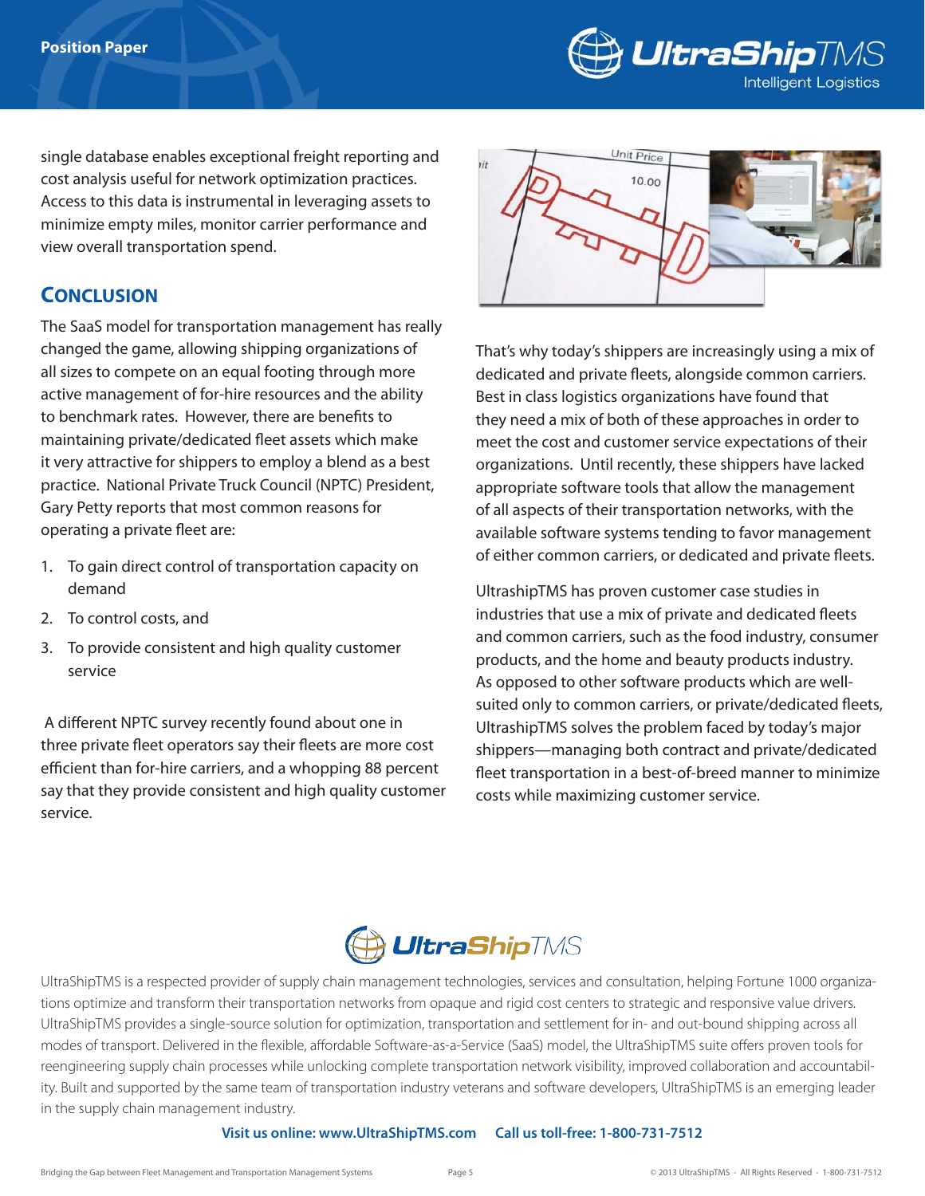single database enables exceptional freight reporting and cost analysis useful for network optimization practices. Access to this data is instrumental in leveraging assets to minimize empty miles, monitor carrier performance and view overall transportation spend.

## Conclusion

The SaaS model for transportation management has really changed the game, allowing shipping organizations of all sizes to compete on an equal footing through more active management of for-hire resources and the ability to benchmark rates. However, there are benefits to maintaining private/dedicated fleet assets which make it very attractive for shippers to employ a blend as a best practice. National Private Truck Council (NPTC) President, Gary Petty reports that most common reasons for operating a private fleet are:

1. To gain direct control of transportation capacity on demand
2. To control costs, and
3. To provide consistent and high quality customer service

A different NPTC survey recently found about one in three private fleet operators say their fleets are more cost efficient than for-hire carriers, and a whopping 88 percent say that they provide consistent and high quality customer service.

That's why today's shippers are increasingly using a mix of dedicated and private fleets, alongside common carriers. Best in class logistics organizations have found that they need a mix of both of these approaches in order to meet the cost and customer service expectations of their organizations. Until recently, these shippers have lacked appropriate software tools that allow the management of all aspects of their transportation networks, with the available software systems tending to favor management of either common carriers, or dedicated and private fleets.

UltrashipTMS has proven customer case studies in industries that use a mix of private and dedicated fleets and common carriers, such as the food industry, consumer products, and the home and beauty products industry. As opposed to other software products which are well-suited only to common carriers, or private/dedicated fleets, UltrashipTMS solves the problem faced by today's major shippers—managing both contract and private/dedicated fleet transportation in a best-of-breed manner to minimize costs while maximizing customer service.

UltraShipTMS is a respected provider of supply chain management technologies, services and consultation, helping Fortune 1000 organizations optimize and transform their transportation networks from opaque and rigid cost centers to strategic and responsive value drivers. UltraShipTMS provides a single-source solution for optimization, transportation and settlement for in- and out-bound shipping across all modes of transport. Delivered in the flexible, affordable Software-as-a-Service (SaaS) model, the UltraShipTMS suite offers proven tools for reengineering supply chain processes while unlocking complete transportation network visibility, improved collaboration and accountability. Built and supported by the same team of transportation industry veterans and software developers, UltraShipTMS is an emerging leader in the supply chain management industry.

**Visit us online: www.UltraShipTMS.com  Call us toll-free: 1-800-731-7512**